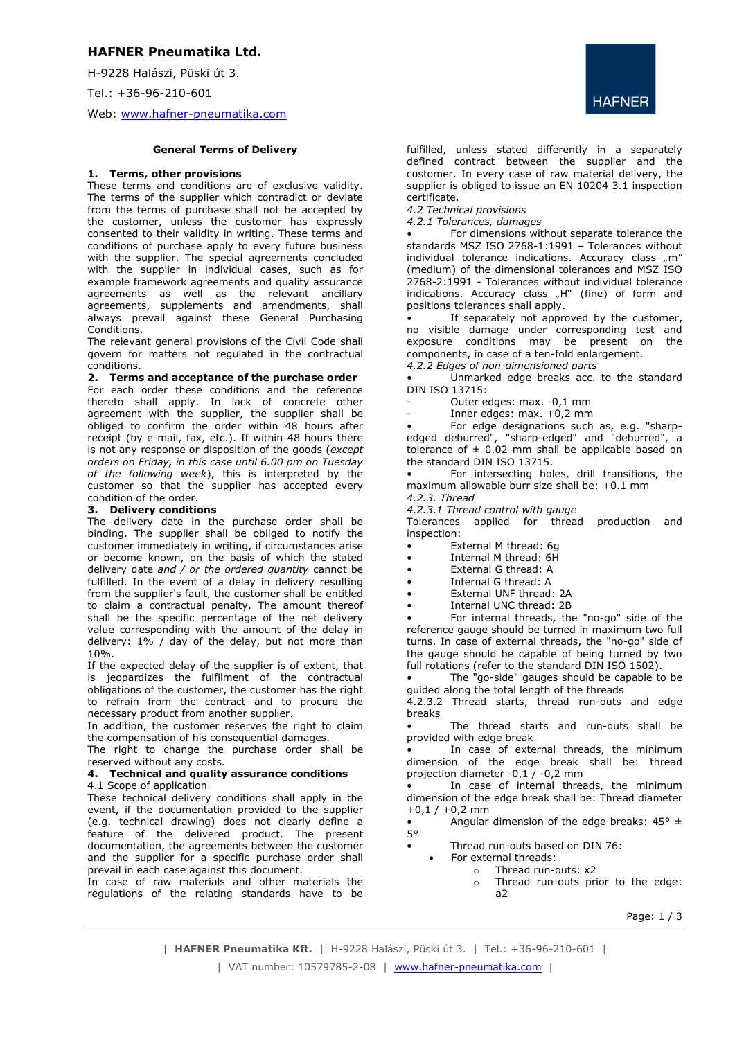**HAFNER Pneumatika Ltd.**

H-9228 Halászi, Püski út 3.

Tel.: +36-96-210-601

Web: www.hafner-pneumatika.com

HAFNER

## General Terms of Delivery

### 1. Terms, other provisions

These terms and conditions are of exclusive validity. The terms of the supplier which contradict or deviate from the terms of purchase shall not be accepted by the customer, unless the customer has expressly consented to their validity in writing. These terms and conditions of purchase apply to every future business with the supplier. The special agreements concluded with the supplier in individual cases, such as for example framework agreements and quality assurance agreements as well as the relevant ancillary agreements, supplements and amendments, shall always prevail against these General Purchasing Conditions.

The relevant general provisions of the Civil Code shall govern for matters not regulated in the contractual conditions.

### 2. Terms and acceptance of the purchase order

For each order these conditions and the reference thereto shall apply. In lack of concrete other agreement with the supplier, the supplier shall be obliged to confirm the order within 48 hours after receipt (by e-mail, fax, etc.). If within 48 hours there is not any response or disposition of the goods (*except orders on Friday, in this case until 6.00 pm on Tuesday of the following week*), this is interpreted by the customer so that the supplier has accepted every condition of the order.

### 3. Delivery conditions

The delivery date in the purchase order shall be binding. The supplier shall be obliged to notify the customer immediately in writing, if circumstances arise or become known, on the basis of which the stated delivery date *and / or the ordered quantity* cannot be fulfilled. In the event of a delay in delivery resulting from the supplier's fault, the customer shall be entitled to claim a contractual penalty. The amount thereof shall be the specific percentage of the net delivery value corresponding with the amount of the delay in delivery: 1% / day of the delay, but not more than 10%.

If the expected delay of the supplier is of extent, that is jeopardizes the fulfilment of the contractual obligations of the customer, the customer has the right to refrain from the contract and to procure the necessary product from another supplier.

In addition, the customer reserves the right to claim the compensation of his consequential damages.

The right to change the purchase order shall be reserved without any costs.

### 4. Technical and quality assurance conditions

4.1 Scope of application

These technical delivery conditions shall apply in the event, if the documentation provided to the supplier (e.g. technical drawing) does not clearly define a feature of the delivered product. The present documentation, the agreements between the customer and the supplier for a specific purchase order shall prevail in each case against this document.

In case of raw materials and other materials the regulations of the relating standards have to be fulfilled, unless stated differently in a separately defined contract between the supplier and the customer. In every case of raw material delivery, the supplier is obliged to issue an EN 10204 3.1 inspection certificate.

*4.2 Technical provisions*

*4.2.1 Tolerances, damages*

- For dimensions without separate tolerance the standards MSZ ISO 2768-1:1991 – Tolerances without individual tolerance indications. Accuracy class „m" (medium) of the dimensional tolerances and MSZ ISO 2768-2:1991 - Tolerances without individual tolerance indications. Accuracy class „H" (fine) of form and positions tolerances shall apply.
- If separately not approved by the customer, no visible damage under corresponding test and exposure conditions may be present on the components, in case of a ten-fold enlargement.

*4.2.2 Edges of non-dimensioned parts*

- Unmarked edge breaks acc. to the standard DIN ISO 13715:
  - Outer edges: max. -0,1 mm
  - Inner edges: max. +0,2 mm
- For edge designations such as, e.g. "sharp-edged deburred", "sharp-edged" and "deburred", a tolerance of ± 0.02 mm shall be applicable based on the standard DIN ISO 13715.
- For intersecting holes, drill transitions, the maximum allowable burr size shall be: +0.1 mm

*4.2.3. Thread*

*4.2.3.1 Thread control with gauge*

Tolerances applied for thread production and inspection:

- External M thread: 6g
- Internal M thread: 6H
- External G thread: A
- Internal G thread: A
- External UNF thread: 2A
- Internal UNC thread: 2B
- For internal threads, the "no-go" side of the reference gauge should be turned in maximum two full turns. In case of external threads, the "no-go" side of the gauge should be capable of being turned by two full rotations (refer to the standard DIN ISO 1502).
- The "go-side" gauges should be capable to be guided along the total length of the threads

4.2.3.2 Thread starts, thread run-outs and edge breaks

- The thread starts and run-outs shall be provided with edge break
- In case of external threads, the minimum dimension of the edge break shall be: thread projection diameter -0,1 / -0,2 mm
- In case of internal threads, the minimum dimension of the edge break shall be: Thread diameter +0,1 / +0,2 mm
- Angular dimension of the edge breaks: 45° ± 5°
- Thread run-outs based on DIN 76:
  - For external threads:
    - Thread run-outs: x2
    - Thread run-outs prior to the edge: a2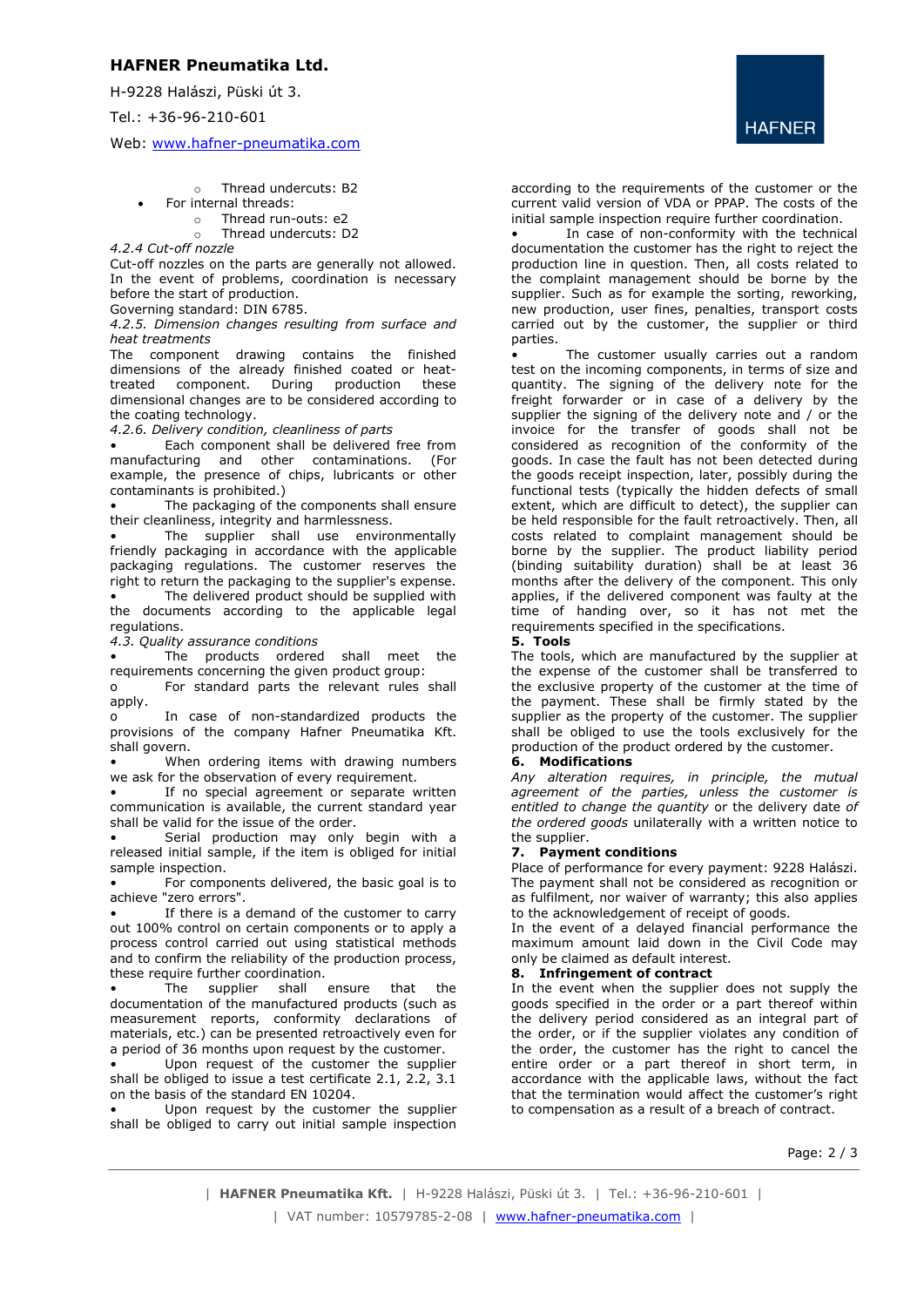- Thread undercuts: B2
- For internal threads:
  - Thread run-outs: e2
  - Thread undercuts: D2

*4.2.4 Cut-off nozzle*

Cut-off nozzles on the parts are generally not allowed. In the event of problems, coordination is necessary before the start of production.

Governing standard: DIN 6785.

*4.2.5. Dimension changes resulting from surface and heat treatments*

The component drawing contains the finished dimensions of the already finished coated or heat-treated component. During production these dimensional changes are to be considered according to the coating technology.

*4.2.6. Delivery condition, cleanliness of parts*

- Each component shall be delivered free from manufacturing and other contaminations. (For example, the presence of chips, lubricants or other contaminants is prohibited.)
- The packaging of the components shall ensure their cleanliness, integrity and harmlessness.
- The supplier shall use environmentally friendly packaging in accordance with the applicable packaging regulations. The customer reserves the right to return the packaging to the supplier's expense.
- The delivered product should be supplied with the documents according to the applicable legal regulations.

*4.3. Quality assurance conditions*

- The products ordered shall meet the requirements concerning the given product group:
  - For standard parts the relevant rules shall apply.
  - In case of non-standardized products the provisions of the company Hafner Pneumatika Kft. shall govern.
- When ordering items with drawing numbers we ask for the observation of every requirement.
- If no special agreement or separate written communication is available, the current standard year shall be valid for the issue of the order.
- Serial production may only begin with a released initial sample, if the item is obliged for initial sample inspection.
- For components delivered, the basic goal is to achieve "zero errors".
- If there is a demand of the customer to carry out 100% control on certain components or to apply a process control carried out using statistical methods and to confirm the reliability of the production process, these require further coordination.
- The supplier shall ensure that the documentation of the manufactured products (such as measurement reports, conformity declarations of materials, etc.) can be presented retroactively even for a period of 36 months upon request by the customer.
- Upon request of the customer the supplier shall be obliged to issue a test certificate 2.1, 2.2, 3.1 on the basis of the standard EN 10204.
- Upon request by the customer the supplier shall be obliged to carry out initial sample inspection according to the requirements of the customer or the current valid version of VDA or PPAP. The costs of the initial sample inspection require further coordination.
- In case of non-conformity with the technical documentation the customer has the right to reject the production line in question. Then, all costs related to the complaint management should be borne by the supplier. Such as for example the sorting, reworking, new production, user fines, penalties, transport costs carried out by the customer, the supplier or third parties.
- The customer usually carries out a random test on the incoming components, in terms of size and quantity. The signing of the delivery note for the freight forwarder or in case of a delivery by the supplier the signing of the delivery note and / or the invoice for the transfer of goods shall not be considered as recognition of the conformity of the goods. In case the fault has not been detected during the goods receipt inspection, later, possibly during the functional tests (typically the hidden defects of small extent, which are difficult to detect), the supplier can be held responsible for the fault retroactively. Then, all costs related to complaint management should be borne by the supplier. The product liability period (binding suitability duration) shall be at least 36 months after the delivery of the component. This only applies, if the delivered component was faulty at the time of handing over, so it has not met the requirements specified in the specifications.

## 5. Tools

The tools, which are manufactured by the supplier at the expense of the customer shall be transferred to the exclusive property of the customer at the time of the payment. These shall be firmly stated by the supplier as the property of the customer. The supplier shall be obliged to use the tools exclusively for the production of the product ordered by the customer.

## 6. Modifications

*Any alteration requires, in principle, the mutual agreement of the parties, unless the customer is entitled to change the quantity* or the delivery date *of the ordered goods* unilaterally with a written notice to the supplier.

## 7. Payment conditions

Place of performance for every payment: 9228 Halászi. The payment shall not be considered as recognition or as fulfilment, nor waiver of warranty; this also applies to the acknowledgement of receipt of goods.

In the event of a delayed financial performance the maximum amount laid down in the Civil Code may only be claimed as default interest.

## 8. Infringement of contract

In the event when the supplier does not supply the goods specified in the order or a part thereof within the delivery period considered as an integral part of the order, or if the supplier violates any condition of the order, the customer has the right to cancel the entire order or a part thereof in short term, in accordance with the applicable laws, without the fact that the termination would affect the customer's right to compensation as a result of a breach of contract.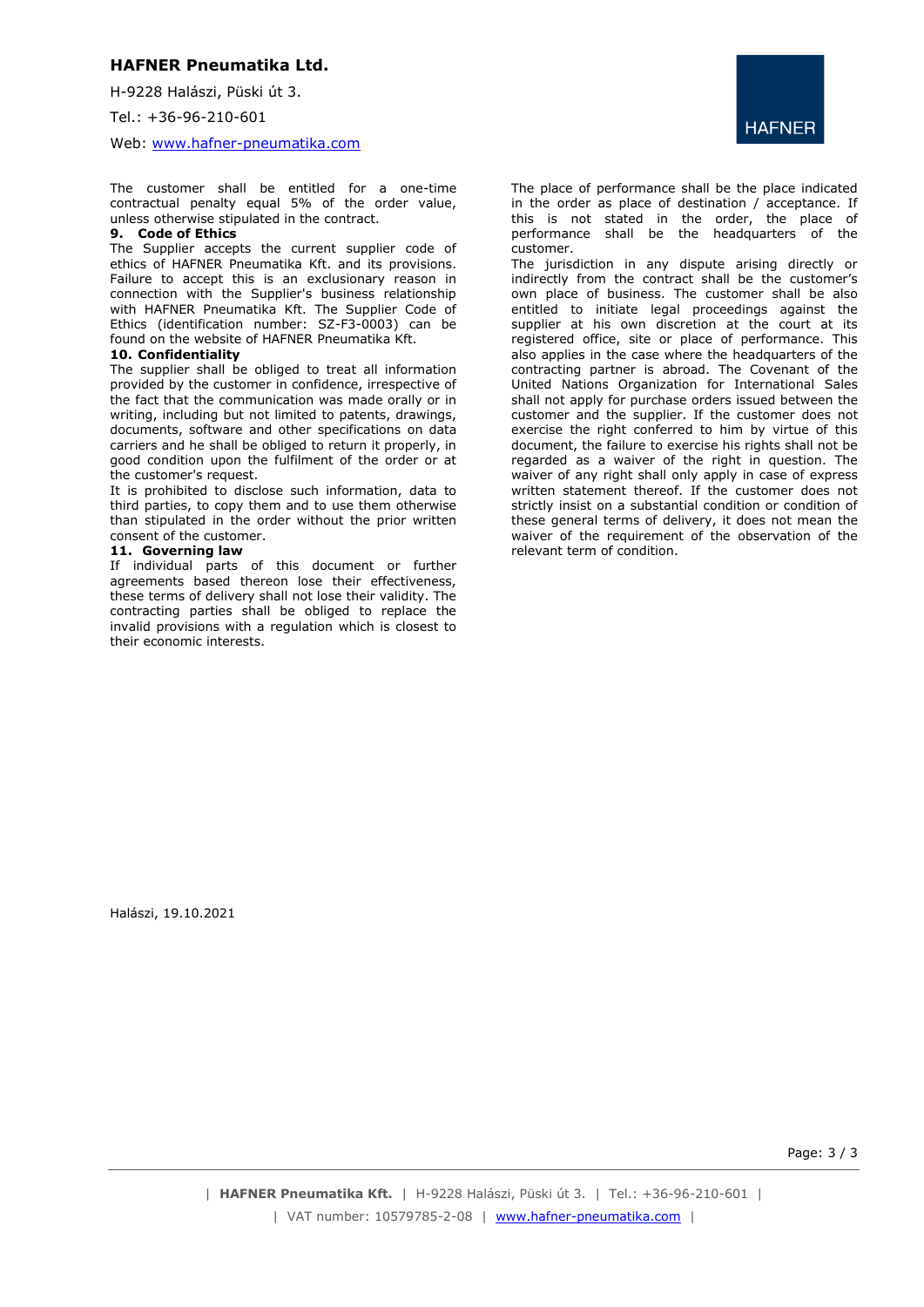The customer shall be entitled for a one-time contractual penalty equal 5% of the order value, unless otherwise stipulated in the contract.

## 9. Code of Ethics

The Supplier accepts the current supplier code of ethics of HAFNER Pneumatika Kft. and its provisions. Failure to accept this is an exclusionary reason in connection with the Supplier's business relationship with HAFNER Pneumatika Kft. The Supplier Code of Ethics (identification number: SZ-F3-0003) can be found on the website of HAFNER Pneumatika Kft.

## 10. Confidentiality

The supplier shall be obliged to treat all information provided by the customer in confidence, irrespective of the fact that the communication was made orally or in writing, including but not limited to patents, drawings, documents, software and other specifications on data carriers and he shall be obliged to return it properly, in good condition upon the fulfilment of the order or at the customer's request.

It is prohibited to disclose such information, data to third parties, to copy them and to use them otherwise than stipulated in the order without the prior written consent of the customer.

## 11. Governing law

If individual parts of this document or further agreements based thereon lose their effectiveness, these terms of delivery shall not lose their validity. The contracting parties shall be obliged to replace the invalid provisions with a regulation which is closest to their economic interests.

The place of performance shall be the place indicated in the order as place of destination / acceptance. If this is not stated in the order, the place of performance shall be the headquarters of the customer.

The jurisdiction in any dispute arising directly or indirectly from the contract shall be the customer's own place of business. The customer shall be also entitled to initiate legal proceedings against the supplier at his own discretion at the court at its registered office, site or place of performance. This also applies in the case where the headquarters of the contracting partner is abroad. The Covenant of the United Nations Organization for International Sales shall not apply for purchase orders issued between the customer and the supplier. If the customer does not exercise the right conferred to him by virtue of this document, the failure to exercise his rights shall not be regarded as a waiver of the right in question. The waiver of any right shall only apply in case of express written statement thereof. If the customer does not strictly insist on a substantial condition or condition of these general terms of delivery, it does not mean the waiver of the requirement of the observation of the relevant term of condition.

Halászi, 19.10.2021